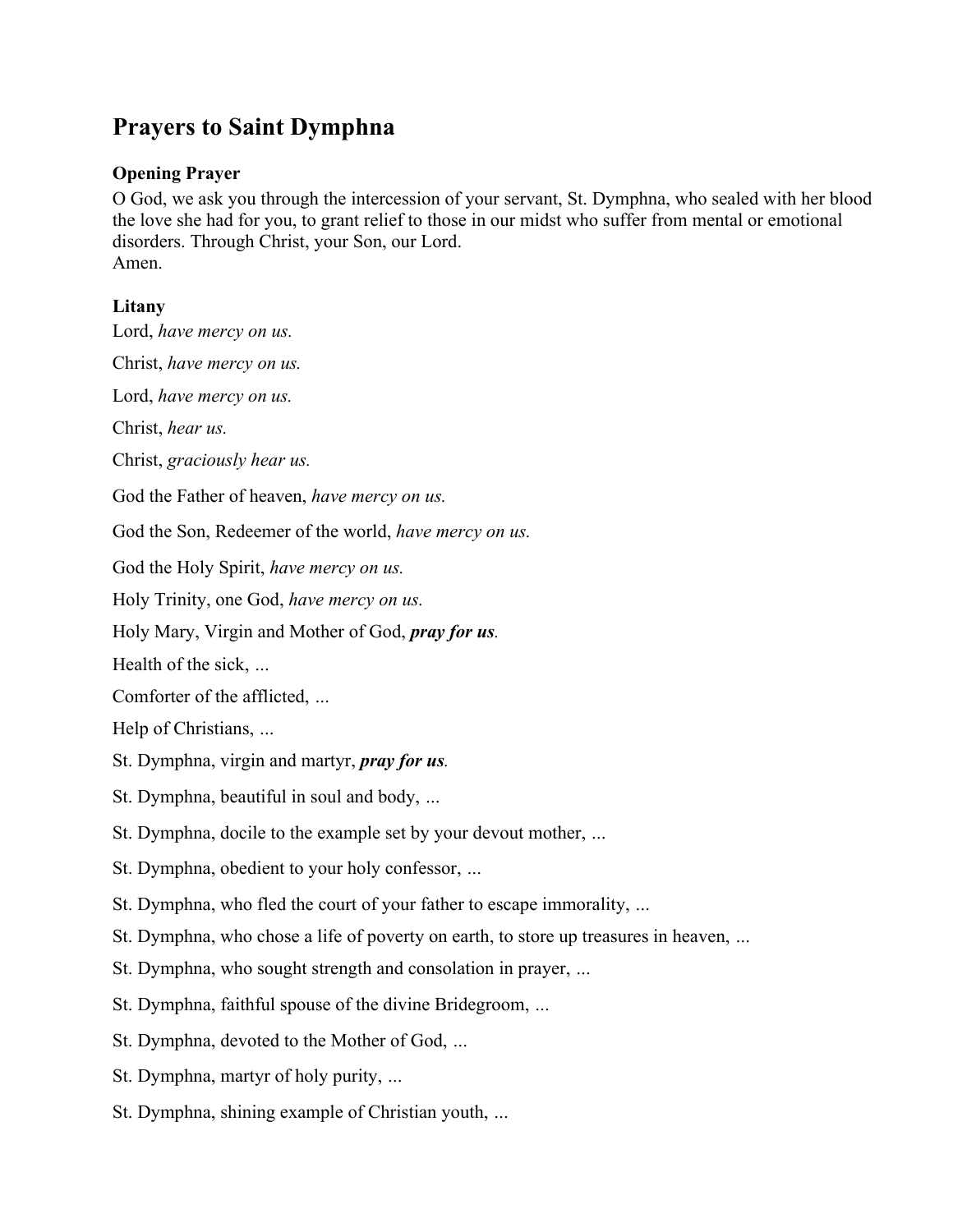# Prayers to Saint Dymphna

### Opening Prayer

O God, we ask you through the intercession of your servant, St. Dymphna, who sealed with her blood the love she had for you, to grant relief to those in our midst who suffer from mental or emotional disorders. Through Christ, your Son, our Lord.
Amen.

### Litany

Lord, *have mercy on us.*

Christ, *have mercy on us.*

Lord, *have mercy on us.*

Christ, *hear us.*

Christ, *graciously hear us.*

God the Father of heaven, *have mercy on us.*

God the Son, Redeemer of the world, *have mercy on us.*

God the Holy Spirit, *have mercy on us.*

Holy Trinity, one God, *have mercy on us.*

Holy Mary, Virgin and Mother of God, ***pray for us****.*

Health of the sick, ...

Comforter of the afflicted, ...

Help of Christians, ...

St. Dymphna, virgin and martyr, ***pray for us****.*

St. Dymphna, beautiful in soul and body, ...

St. Dymphna, docile to the example set by your devout mother, ...

St. Dymphna, obedient to your holy confessor, ...

St. Dymphna, who fled the court of your father to escape immorality, ...

St. Dymphna, who chose a life of poverty on earth, to store up treasures in heaven, ...

St. Dymphna, who sought strength and consolation in prayer, ...

St. Dymphna, faithful spouse of the divine Bridegroom, ...

St. Dymphna, devoted to the Mother of God, ...

St. Dymphna, martyr of holy purity, ...

St. Dymphna, shining example of Christian youth, ...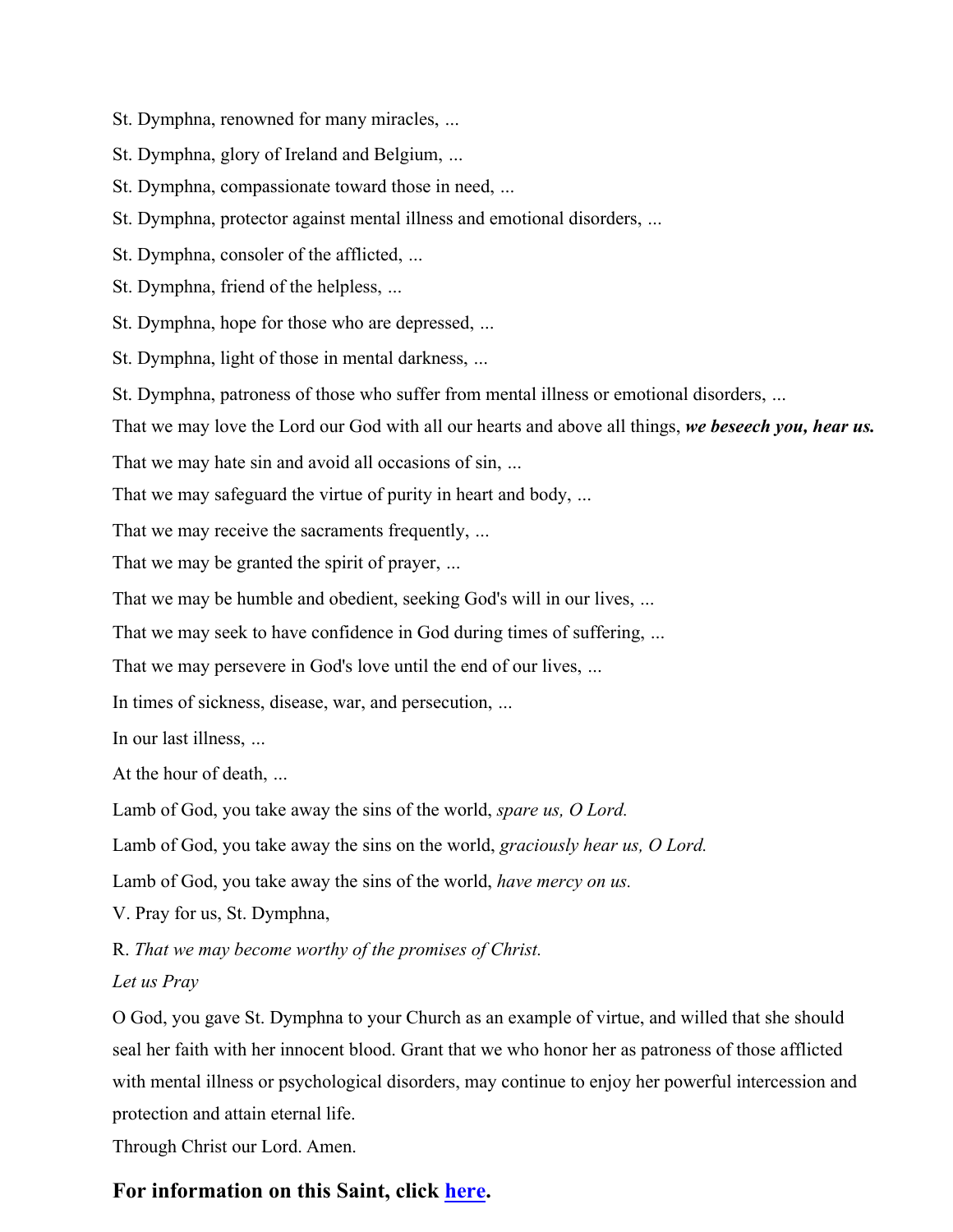St. Dymphna, renowned for many miracles, ...

St. Dymphna, glory of Ireland and Belgium, ...

St. Dymphna, compassionate toward those in need, ...

St. Dymphna, protector against mental illness and emotional disorders, ...

St. Dymphna, consoler of the afflicted, ...

St. Dymphna, friend of the helpless, ...

St. Dymphna, hope for those who are depressed, ...

St. Dymphna, light of those in mental darkness, ...

St. Dymphna, patroness of those who suffer from mental illness or emotional disorders, ...

That we may love the Lord our God with all our hearts and above all things, ***we beseech you, hear us.***

That we may hate sin and avoid all occasions of sin, ...

That we may safeguard the virtue of purity in heart and body, ...

That we may receive the sacraments frequently, ...

That we may be granted the spirit of prayer, ...

That we may be humble and obedient, seeking God's will in our lives, ...

That we may seek to have confidence in God during times of suffering, ...

That we may persevere in God's love until the end of our lives, ...

In times of sickness, disease, war, and persecution, ...

In our last illness, ...

At the hour of death, ...

Lamb of God, you take away the sins of the world, *spare us, O Lord.*

Lamb of God, you take away the sins on the world, *graciously hear us, O Lord.*

Lamb of God, you take away the sins of the world, *have mercy on us.*

V. Pray for us, St. Dymphna,

R. *That we may become worthy of the promises of Christ.*

*Let us Pray*

O God, you gave St. Dymphna to your Church as an example of virtue, and willed that she should seal her faith with her innocent blood. Grant that we who honor her as patroness of those afflicted with mental illness or psychological disorders, may continue to enjoy her powerful intercession and protection and attain eternal life.

Through Christ our Lord. Amen.

## For information on this Saint, click here.